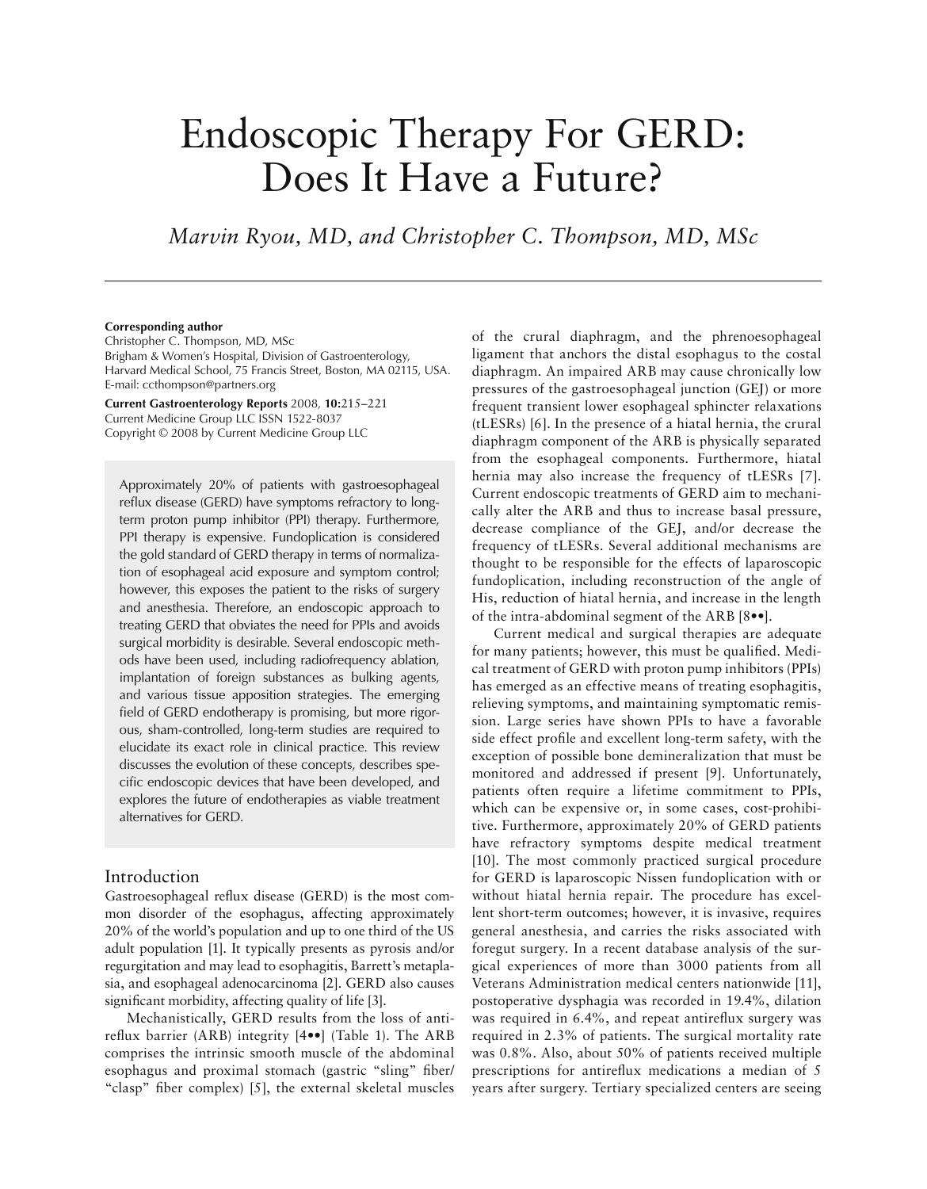# Endoscopic Therapy For GERD: Does It Have a Future?

*Marvin Ryou, MD, and Christopher C. Thompson, MD, MSc*

**Corresponding author**
Christopher C. Thompson, MD, MSc
Brigham & Women's Hospital, Division of Gastroenterology, Harvard Medical School, 75 Francis Street, Boston, MA 02115, USA.
E-mail: ccthompson@partners.org

**Current Gastroenterology Reports** 2008, **10:**215–221
Current Medicine Group LLC ISSN 1522-8037
Copyright © 2008 by Current Medicine Group LLC

Approximately 20% of patients with gastroesophageal reflux disease (GERD) have symptoms refractory to long-term proton pump inhibitor (PPI) therapy. Furthermore, PPI therapy is expensive. Fundoplication is considered the gold standard of GERD therapy in terms of normalization of esophageal acid exposure and symptom control; however, this exposes the patient to the risks of surgery and anesthesia. Therefore, an endoscopic approach to treating GERD that obviates the need for PPIs and avoids surgical morbidity is desirable. Several endoscopic methods have been used, including radiofrequency ablation, implantation of foreign substances as bulking agents, and various tissue apposition strategies. The emerging field of GERD endotherapy is promising, but more rigorous, sham-controlled, long-term studies are required to elucidate its exact role in clinical practice. This review discusses the evolution of these concepts, describes specific endoscopic devices that have been developed, and explores the future of endotherapies as viable treatment alternatives for GERD.

## Introduction

Gastroesophageal reflux disease (GERD) is the most common disorder of the esophagus, affecting approximately 20% of the world's population and up to one third of the US adult population [1]. It typically presents as pyrosis and/or regurgitation and may lead to esophagitis, Barrett's metaplasia, and esophageal adenocarcinoma [2]. GERD also causes significant morbidity, affecting quality of life [3].

Mechanistically, GERD results from the loss of antireflux barrier (ARB) integrity [4••] (Table 1). The ARB comprises the intrinsic smooth muscle of the abdominal esophagus and proximal stomach (gastric "sling" fiber/"clasp" fiber complex) [5], the external skeletal muscles of the crural diaphragm, and the phrenoesophageal ligament that anchors the distal esophagus to the costal diaphragm. An impaired ARB may cause chronically low pressures of the gastroesophageal junction (GEJ) or more frequent transient lower esophageal sphincter relaxations (tLESRs) [6]. In the presence of a hiatal hernia, the crural diaphragm component of the ARB is physically separated from the esophageal components. Furthermore, hiatal hernia may also increase the frequency of tLESRs [7]. Current endoscopic treatments of GERD aim to mechanically alter the ARB and thus to increase basal pressure, decrease compliance of the GEJ, and/or decrease the frequency of tLESRs. Several additional mechanisms are thought to be responsible for the effects of laparoscopic fundoplication, including reconstruction of the angle of His, reduction of hiatal hernia, and increase in the length of the intra-abdominal segment of the ARB [8••].

Current medical and surgical therapies are adequate for many patients; however, this must be qualified. Medical treatment of GERD with proton pump inhibitors (PPIs) has emerged as an effective means of treating esophagitis, relieving symptoms, and maintaining symptomatic remission. Large series have shown PPIs to have a favorable side effect profile and excellent long-term safety, with the exception of possible bone demineralization that must be monitored and addressed if present [9]. Unfortunately, patients often require a lifetime commitment to PPIs, which can be expensive or, in some cases, cost-prohibitive. Furthermore, approximately 20% of GERD patients have refractory symptoms despite medical treatment [10]. The most commonly practiced surgical procedure for GERD is laparoscopic Nissen fundoplication with or without hiatal hernia repair. The procedure has excellent short-term outcomes; however, it is invasive, requires general anesthesia, and carries the risks associated with foregut surgery. In a recent database analysis of the surgical experiences of more than 3000 patients from all Veterans Administration medical centers nationwide [11], postoperative dysphagia was recorded in 19.4%, dilation was required in 6.4%, and repeat antireflux surgery was required in 2.3% of patients. The surgical mortality rate was 0.8%. Also, about 50% of patients received multiple prescriptions for antireflux medications a median of 5 years after surgery. Tertiary specialized centers are seeing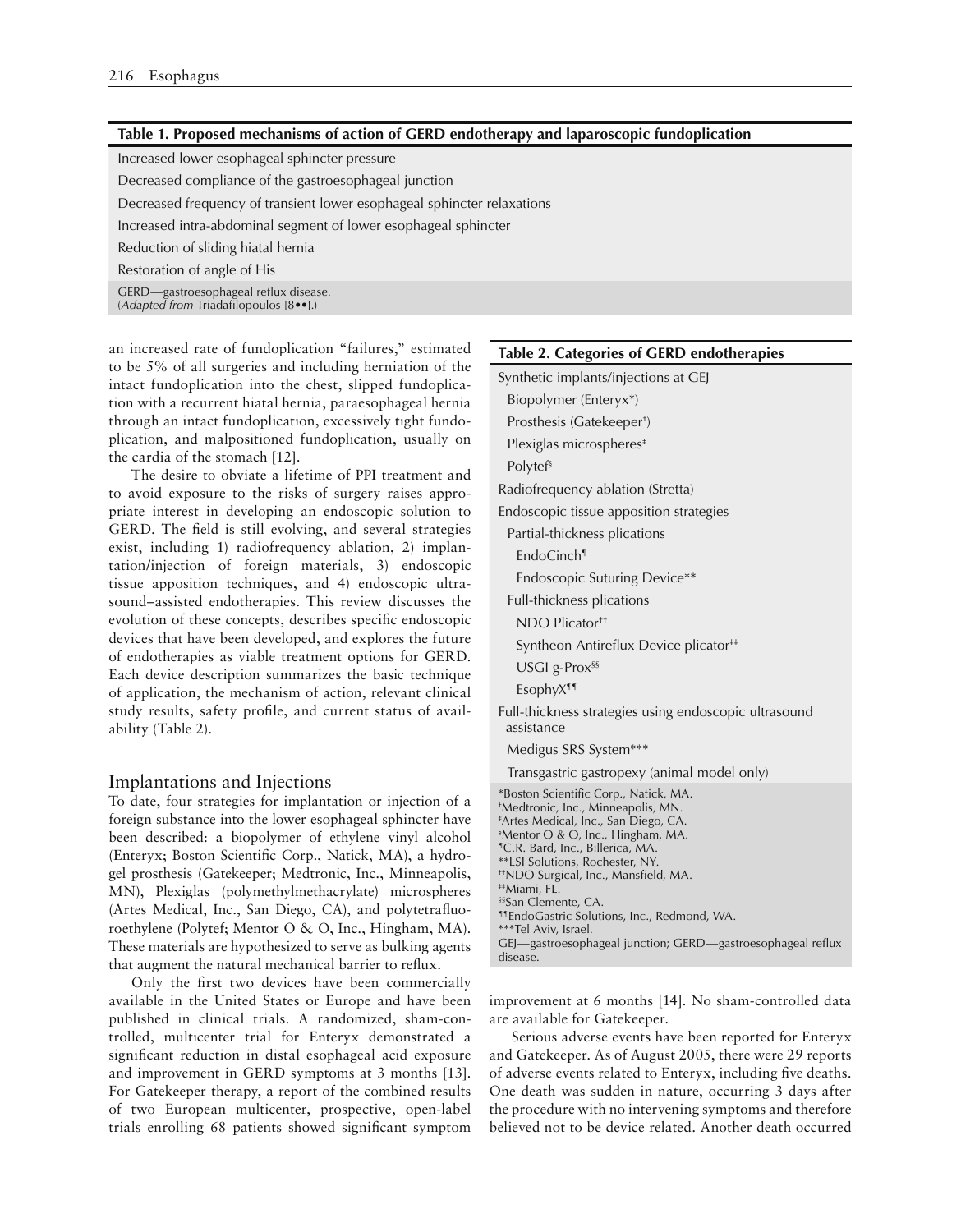**Table 1. Proposed mechanisms of action of GERD endotherapy and laparoscopic fundoplication**

| |
|---|
| Increased lower esophageal sphincter pressure |
| Decreased compliance of the gastroesophageal junction |
| Decreased frequency of transient lower esophageal sphincter relaxations |
| Increased intra-abdominal segment of lower esophageal sphincter |
| Reduction of sliding hiatal hernia |
| Restoration of angle of His |

GERD—gastroesophageal reflux disease.
(*Adapted from* Triadafilopoulos [8••].)

an increased rate of fundoplication "failures," estimated to be 5% of all surgeries and including herniation of the intact fundoplication into the chest, slipped fundoplication with a recurrent hiatal hernia, paraesophageal hernia through an intact fundoplication, excessively tight fundoplication, and malpositioned fundoplication, usually on the cardia of the stomach [12].

The desire to obviate a lifetime of PPI treatment and to avoid exposure to the risks of surgery raises appropriate interest in developing an endoscopic solution to GERD. The field is still evolving, and several strategies exist, including 1) radiofrequency ablation, 2) implantation/injection of foreign materials, 3) endoscopic tissue apposition techniques, and 4) endoscopic ultrasound–assisted endotherapies. This review discusses the evolution of these concepts, describes specific endoscopic devices that have been developed, and explores the future of endotherapies as viable treatment options for GERD. Each device description summarizes the basic technique of application, the mechanism of action, relevant clinical study results, safety profile, and current status of availability (Table 2).

**Table 2. Categories of GERD endotherapies**

| |
|---|
| Synthetic implants/injections at GEJ |
| Biopolymer (Enteryx*) |
| Prosthesis (Gatekeeper†) |
| Plexiglas microspheres‡ |
| Polytef§ |
| Radiofrequency ablation (Stretta) |
| Endoscopic tissue apposition strategies |
| Partial-thickness plications |
| EndoCinch¶ |
| Endoscopic Suturing Device** |
| Full-thickness plications |
| NDO Plicator†† |
| Syntheon Antireflux Device plicator‡‡ |
| USGI g-Prox§§ |
| EsophyX¶¶ |
| Full-thickness strategies using endoscopic ultrasound assistance |
| Medigus SRS System*** |
| Transgastric gastropexy (animal model only) |

*Boston Scientific Corp., Natick, MA.
†Medtronic, Inc., Minneapolis, MN.
‡Artes Medical, Inc., San Diego, CA.
§Mentor O & O, Inc., Hingham, MA.
¶C.R. Bard, Inc., Billerica, MA.
**LSI Solutions, Rochester, NY.
††NDO Surgical, Inc., Mansfield, MA.
‡‡Miami, FL.
§§San Clemente, CA.
¶¶EndoGastric Solutions, Inc., Redmond, WA.
***Tel Aviv, Israel.
GEJ—gastroesophageal junction; GERD—gastroesophageal reflux disease.

## Implantations and Injections

To date, four strategies for implantation or injection of a foreign substance into the lower esophageal sphincter have been described: a biopolymer of ethylene vinyl alcohol (Enteryx; Boston Scientific Corp., Natick, MA), a hydrogel prosthesis (Gatekeeper; Medtronic, Inc., Minneapolis, MN), Plexiglas (polymethylmethacrylate) microspheres (Artes Medical, Inc., San Diego, CA), and polytetrafluoroethylene (Polytef; Mentor O & O, Inc., Hingham, MA). These materials are hypothesized to serve as bulking agents that augment the natural mechanical barrier to reflux.

Only the first two devices have been commercially available in the United States or Europe and have been published in clinical trials. A randomized, sham-controlled, multicenter trial for Enteryx demonstrated a significant reduction in distal esophageal acid exposure and improvement in GERD symptoms at 3 months [13]. For Gatekeeper therapy, a report of the combined results of two European multicenter, prospective, open-label trials enrolling 68 patients showed significant symptom improvement at 6 months [14]. No sham-controlled data are available for Gatekeeper.

Serious adverse events have been reported for Enteryx and Gatekeeper. As of August 2005, there were 29 reports of adverse events related to Enteryx, including five deaths. One death was sudden in nature, occurring 3 days after the procedure with no intervening symptoms and therefore believed not to be device related. Another death occurred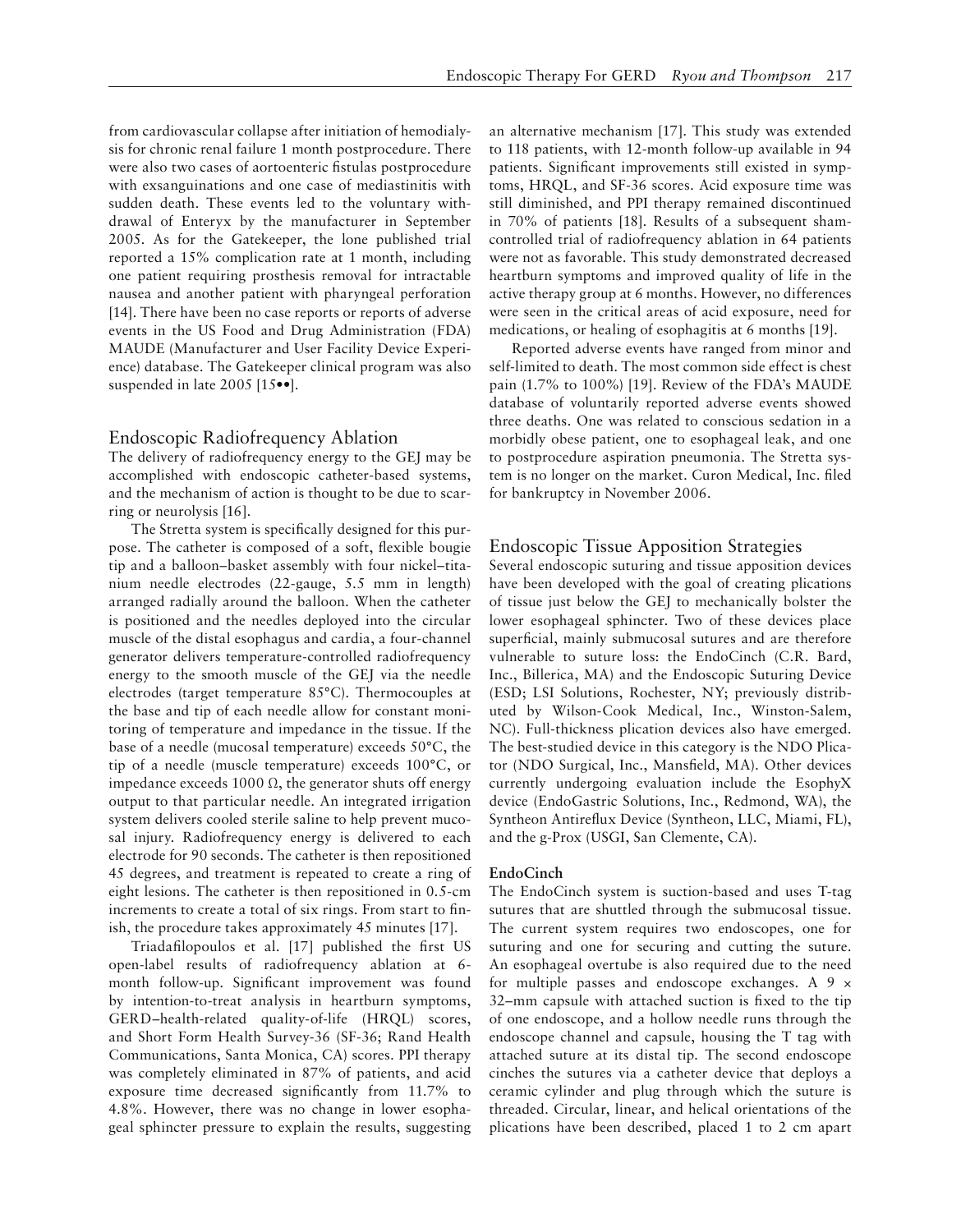from cardiovascular collapse after initiation of hemodialysis for chronic renal failure 1 month postprocedure. There were also two cases of aortoenteric fistulas postprocedure with exsanguinations and one case of mediastinitis with sudden death. These events led to the voluntary withdrawal of Enteryx by the manufacturer in September 2005. As for the Gatekeeper, the lone published trial reported a 15% complication rate at 1 month, including one patient requiring prosthesis removal for intractable nausea and another patient with pharyngeal perforation [14]. There have been no case reports or reports of adverse events in the US Food and Drug Administration (FDA) MAUDE (Manufacturer and User Facility Device Experience) database. The Gatekeeper clinical program was also suspended in late 2005 [15••].

## Endoscopic Radiofrequency Ablation

The delivery of radiofrequency energy to the GEJ may be accomplished with endoscopic catheter-based systems, and the mechanism of action is thought to be due to scarring or neurolysis [16].

The Stretta system is specifically designed for this purpose. The catheter is composed of a soft, flexible bougie tip and a balloon–basket assembly with four nickel–titanium needle electrodes (22-gauge, 5.5 mm in length) arranged radially around the balloon. When the catheter is positioned and the needles deployed into the circular muscle of the distal esophagus and cardia, a four-channel generator delivers temperature-controlled radiofrequency energy to the smooth muscle of the GEJ via the needle electrodes (target temperature 85°C). Thermocouples at the base and tip of each needle allow for constant monitoring of temperature and impedance in the tissue. If the base of a needle (mucosal temperature) exceeds 50°C, the tip of a needle (muscle temperature) exceeds 100°C, or impedance exceeds 1000 Ω, the generator shuts off energy output to that particular needle. An integrated irrigation system delivers cooled sterile saline to help prevent mucosal injury. Radiofrequency energy is delivered to each electrode for 90 seconds. The catheter is then repositioned 45 degrees, and treatment is repeated to create a ring of eight lesions. The catheter is then repositioned in 0.5-cm increments to create a total of six rings. From start to finish, the procedure takes approximately 45 minutes [17].

Triadafilopoulos et al. [17] published the first US open-label results of radiofrequency ablation at 6-month follow-up. Significant improvement was found by intention-to-treat analysis in heartburn symptoms, GERD–health-related quality-of-life (HRQL) scores, and Short Form Health Survey-36 (SF-36; Rand Health Communications, Santa Monica, CA) scores. PPI therapy was completely eliminated in 87% of patients, and acid exposure time decreased significantly from 11.7% to 4.8%. However, there was no change in lower esophageal sphincter pressure to explain the results, suggesting an alternative mechanism [17]. This study was extended to 118 patients, with 12-month follow-up available in 94 patients. Significant improvements still existed in symptoms, HRQL, and SF-36 scores. Acid exposure time was still diminished, and PPI therapy remained discontinued in 70% of patients [18]. Results of a subsequent sham-controlled trial of radiofrequency ablation in 64 patients were not as favorable. This study demonstrated decreased heartburn symptoms and improved quality of life in the active therapy group at 6 months. However, no differences were seen in the critical areas of acid exposure, need for medications, or healing of esophagitis at 6 months [19].

Reported adverse events have ranged from minor and self-limited to death. The most common side effect is chest pain (1.7% to 100%) [19]. Review of the FDA's MAUDE database of voluntarily reported adverse events showed three deaths. One was related to conscious sedation in a morbidly obese patient, one to esophageal leak, and one to postprocedure aspiration pneumonia. The Stretta system is no longer on the market. Curon Medical, Inc. filed for bankruptcy in November 2006.

## Endoscopic Tissue Apposition Strategies

Several endoscopic suturing and tissue apposition devices have been developed with the goal of creating plications of tissue just below the GEJ to mechanically bolster the lower esophageal sphincter. Two of these devices place superficial, mainly submucosal sutures and are therefore vulnerable to suture loss: the EndoCinch (C.R. Bard, Inc., Billerica, MA) and the Endoscopic Suturing Device (ESD; LSI Solutions, Rochester, NY; previously distributed by Wilson-Cook Medical, Inc., Winston-Salem, NC). Full-thickness plication devices also have emerged. The best-studied device in this category is the NDO Plicator (NDO Surgical, Inc., Mansfield, MA). Other devices currently undergoing evaluation include the EsophyX device (EndoGastric Solutions, Inc., Redmond, WA), the Syntheon Antireflux Device (Syntheon, LLC, Miami, FL), and the g-Prox (USGI, San Clemente, CA).

### EndoCinch

The EndoCinch system is suction-based and uses T-tag sutures that are shuttled through the submucosal tissue. The current system requires two endoscopes, one for suturing and one for securing and cutting the suture. An esophageal overtube is also required due to the need for multiple passes and endoscope exchanges. A 9 × 32–mm capsule with attached suction is fixed to the tip of one endoscope, and a hollow needle runs through the endoscope channel and capsule, housing the T tag with attached suture at its distal tip. The second endoscope cinches the sutures via a catheter device that deploys a ceramic cylinder and plug through which the suture is threaded. Circular, linear, and helical orientations of the plications have been described, placed 1 to 2 cm apart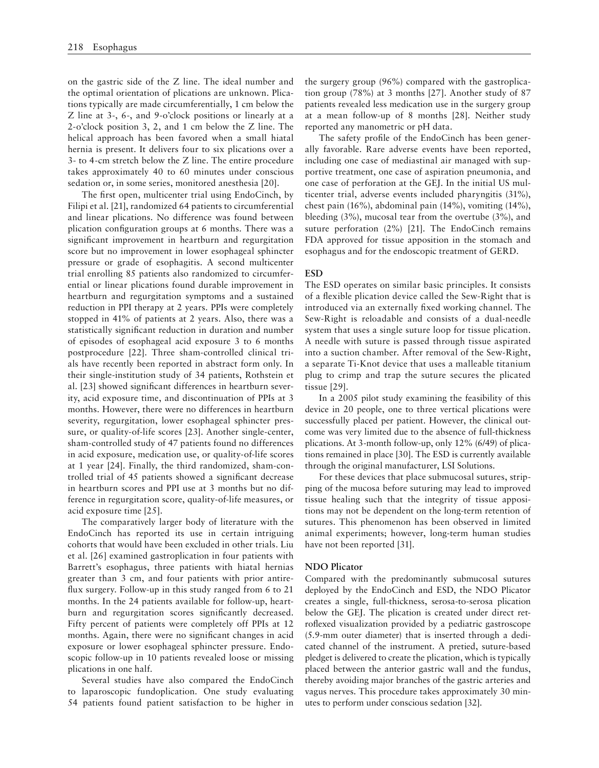on the gastric side of the Z line. The ideal number and the optimal orientation of plications are unknown. Plications typically are made circumferentially, 1 cm below the Z line at 3-, 6-, and 9-o'clock positions or linearly at a 2-o'clock position 3, 2, and 1 cm below the Z line. The helical approach has been favored when a small hiatal hernia is present. It delivers four to six plications over a 3- to 4-cm stretch below the Z line. The entire procedure takes approximately 40 to 60 minutes under conscious sedation or, in some series, monitored anesthesia [20].

The first open, multicenter trial using EndoCinch, by Filipi et al. [21], randomized 64 patients to circumferential and linear plications. No difference was found between plication configuration groups at 6 months. There was a significant improvement in heartburn and regurgitation score but no improvement in lower esophageal sphincter pressure or grade of esophagitis. A second multicenter trial enrolling 85 patients also randomized to circumferential or linear plications found durable improvement in heartburn and regurgitation symptoms and a sustained reduction in PPI therapy at 2 years. PPIs were completely stopped in 41% of patients at 2 years. Also, there was a statistically significant reduction in duration and number of episodes of esophageal acid exposure 3 to 6 months postprocedure [22]. Three sham-controlled clinical trials have recently been reported in abstract form only. In their single-institution study of 34 patients, Rothstein et al. [23] showed significant differences in heartburn severity, acid exposure time, and discontinuation of PPIs at 3 months. However, there were no differences in heartburn severity, regurgitation, lower esophageal sphincter pressure, or quality-of-life scores [23]. Another single-center, sham-controlled study of 47 patients found no differences in acid exposure, medication use, or quality-of-life scores at 1 year [24]. Finally, the third randomized, sham-controlled trial of 45 patients showed a significant decrease in heartburn scores and PPI use at 3 months but no difference in regurgitation score, quality-of-life measures, or acid exposure time [25].

The comparatively larger body of literature with the EndoCinch has reported its use in certain intriguing cohorts that would have been excluded in other trials. Liu et al. [26] examined gastroplication in four patients with Barrett's esophagus, three patients with hiatal hernias greater than 3 cm, and four patients with prior antireflux surgery. Follow-up in this study ranged from 6 to 21 months. In the 24 patients available for follow-up, heartburn and regurgitation scores significantly decreased. Fifty percent of patients were completely off PPIs at 12 months. Again, there were no significant changes in acid exposure or lower esophageal sphincter pressure. Endoscopic follow-up in 10 patients revealed loose or missing plications in one half.

Several studies have also compared the EndoCinch to laparoscopic fundoplication. One study evaluating 54 patients found patient satisfaction to be higher in the surgery group (96%) compared with the gastroplication group (78%) at 3 months [27]. Another study of 87 patients revealed less medication use in the surgery group at a mean follow-up of 8 months [28]. Neither study reported any manometric or pH data.

The safety profile of the EndoCinch has been generally favorable. Rare adverse events have been reported, including one case of mediastinal air managed with supportive treatment, one case of aspiration pneumonia, and one case of perforation at the GEJ. In the initial US multicenter trial, adverse events included pharyngitis (31%), chest pain (16%), abdominal pain (14%), vomiting (14%), bleeding (3%), mucosal tear from the overtube (3%), and suture perforation (2%) [21]. The EndoCinch remains FDA approved for tissue apposition in the stomach and esophagus and for the endoscopic treatment of GERD.

### ESD

The ESD operates on similar basic principles. It consists of a flexible plication device called the Sew-Right that is introduced via an externally fixed working channel. The Sew-Right is reloadable and consists of a dual-needle system that uses a single suture loop for tissue plication. A needle with suture is passed through tissue aspirated into a suction chamber. After removal of the Sew-Right, a separate Ti-Knot device that uses a malleable titanium plug to crimp and trap the suture secures the plicated tissue [29].

In a 2005 pilot study examining the feasibility of this device in 20 people, one to three vertical plications were successfully placed per patient. However, the clinical outcome was very limited due to the absence of full-thickness plications. At 3-month follow-up, only 12% (6/49) of plications remained in place [30]. The ESD is currently available through the original manufacturer, LSI Solutions.

For these devices that place submucosal sutures, stripping of the mucosa before suturing may lead to improved tissue healing such that the integrity of tissue appositions may not be dependent on the long-term retention of sutures. This phenomenon has been observed in limited animal experiments; however, long-term human studies have not been reported [31].

### NDO Plicator

Compared with the predominantly submucosal sutures deployed by the EndoCinch and ESD, the NDO Plicator creates a single, full-thickness, serosa-to-serosa plication below the GEJ. The plication is created under direct retroflexed visualization provided by a pediatric gastroscope (5.9-mm outer diameter) that is inserted through a dedicated channel of the instrument. A pretied, suture-based pledget is delivered to create the plication, which is typically placed between the anterior gastric wall and the fundus, thereby avoiding major branches of the gastric arteries and vagus nerves. This procedure takes approximately 30 minutes to perform under conscious sedation [32].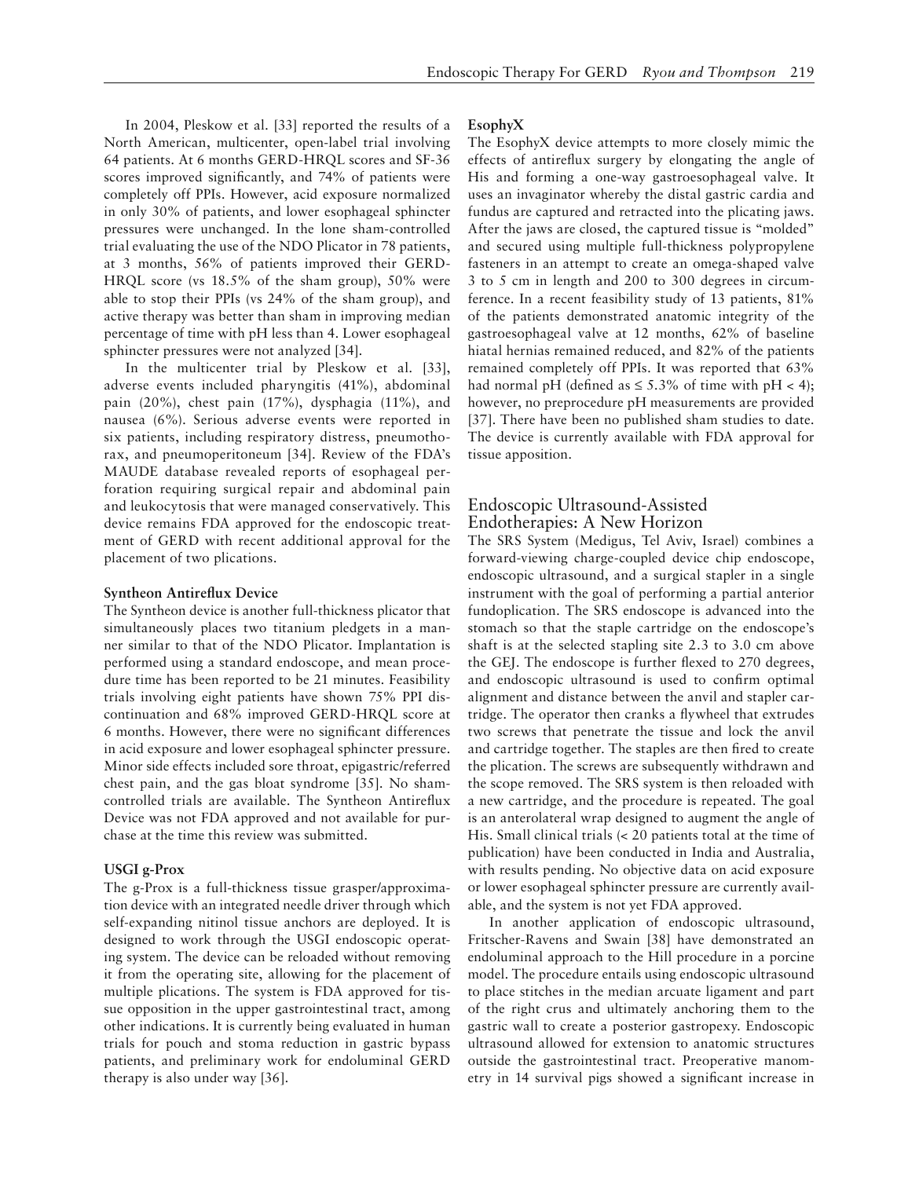In 2004, Pleskow et al. [33] reported the results of a North American, multicenter, open-label trial involving 64 patients. At 6 months GERD-HRQL scores and SF-36 scores improved significantly, and 74% of patients were completely off PPIs. However, acid exposure normalized in only 30% of patients, and lower esophageal sphincter pressures were unchanged. In the lone sham-controlled trial evaluating the use of the NDO Plicator in 78 patients, at 3 months, 56% of patients improved their GERD-HRQL score (vs 18.5% of the sham group), 50% were able to stop their PPIs (vs 24% of the sham group), and active therapy was better than sham in improving median percentage of time with pH less than 4. Lower esophageal sphincter pressures were not analyzed [34].

In the multicenter trial by Pleskow et al. [33], adverse events included pharyngitis (41%), abdominal pain (20%), chest pain (17%), dysphagia (11%), and nausea (6%). Serious adverse events were reported in six patients, including respiratory distress, pneumothorax, and pneumoperitoneum [34]. Review of the FDA's MAUDE database revealed reports of esophageal perforation requiring surgical repair and abdominal pain and leukocytosis that were managed conservatively. This device remains FDA approved for the endoscopic treatment of GERD with recent additional approval for the placement of two plications.

### Syntheon Antireflux Device

The Syntheon device is another full-thickness plicator that simultaneously places two titanium pledgets in a manner similar to that of the NDO Plicator. Implantation is performed using a standard endoscope, and mean procedure time has been reported to be 21 minutes. Feasibility trials involving eight patients have shown 75% PPI discontinuation and 68% improved GERD-HRQL score at 6 months. However, there were no significant differences in acid exposure and lower esophageal sphincter pressure. Minor side effects included sore throat, epigastric/referred chest pain, and the gas bloat syndrome [35]. No sham-controlled trials are available. The Syntheon Antireflux Device was not FDA approved and not available for purchase at the time this review was submitted.

### USGI g-Prox

The g-Prox is a full-thickness tissue grasper/approximation device with an integrated needle driver through which self-expanding nitinol tissue anchors are deployed. It is designed to work through the USGI endoscopic operating system. The device can be reloaded without removing it from the operating site, allowing for the placement of multiple plications. The system is FDA approved for tissue opposition in the upper gastrointestinal tract, among other indications. It is currently being evaluated in human trials for pouch and stoma reduction in gastric bypass patients, and preliminary work for endoluminal GERD therapy is also under way [36].

### EsophyX

The EsophyX device attempts to more closely mimic the effects of antireflux surgery by elongating the angle of His and forming a one-way gastroesophageal valve. It uses an invaginator whereby the distal gastric cardia and fundus are captured and retracted into the plicating jaws. After the jaws are closed, the captured tissue is "molded" and secured using multiple full-thickness polypropylene fasteners in an attempt to create an omega-shaped valve 3 to 5 cm in length and 200 to 300 degrees in circumference. In a recent feasibility study of 13 patients, 81% of the patients demonstrated anatomic integrity of the gastroesophageal valve at 12 months, 62% of baseline hiatal hernias remained reduced, and 82% of the patients remained completely off PPIs. It was reported that 63% had normal pH (defined as ≤ 5.3% of time with pH < 4); however, no preprocedure pH measurements are provided [37]. There have been no published sham studies to date. The device is currently available with FDA approval for tissue apposition.

## Endoscopic Ultrasound-Assisted Endotherapies: A New Horizon

The SRS System (Medigus, Tel Aviv, Israel) combines a forward-viewing charge-coupled device chip endoscope, endoscopic ultrasound, and a surgical stapler in a single instrument with the goal of performing a partial anterior fundoplication. The SRS endoscope is advanced into the stomach so that the staple cartridge on the endoscope's shaft is at the selected stapling site 2.3 to 3.0 cm above the GEJ. The endoscope is further flexed to 270 degrees, and endoscopic ultrasound is used to confirm optimal alignment and distance between the anvil and stapler cartridge. The operator then cranks a flywheel that extrudes two screws that penetrate the tissue and lock the anvil and cartridge together. The staples are then fired to create the plication. The screws are subsequently withdrawn and the scope removed. The SRS system is then reloaded with a new cartridge, and the procedure is repeated. The goal is an anterolateral wrap designed to augment the angle of His. Small clinical trials (< 20 patients total at the time of publication) have been conducted in India and Australia, with results pending. No objective data on acid exposure or lower esophageal sphincter pressure are currently available, and the system is not yet FDA approved.

In another application of endoscopic ultrasound, Fritscher-Ravens and Swain [38] have demonstrated an endoluminal approach to the Hill procedure in a porcine model. The procedure entails using endoscopic ultrasound to place stitches in the median arcuate ligament and part of the right crus and ultimately anchoring them to the gastric wall to create a posterior gastropexy. Endoscopic ultrasound allowed for extension to anatomic structures outside the gastrointestinal tract. Preoperative manometry in 14 survival pigs showed a significant increase in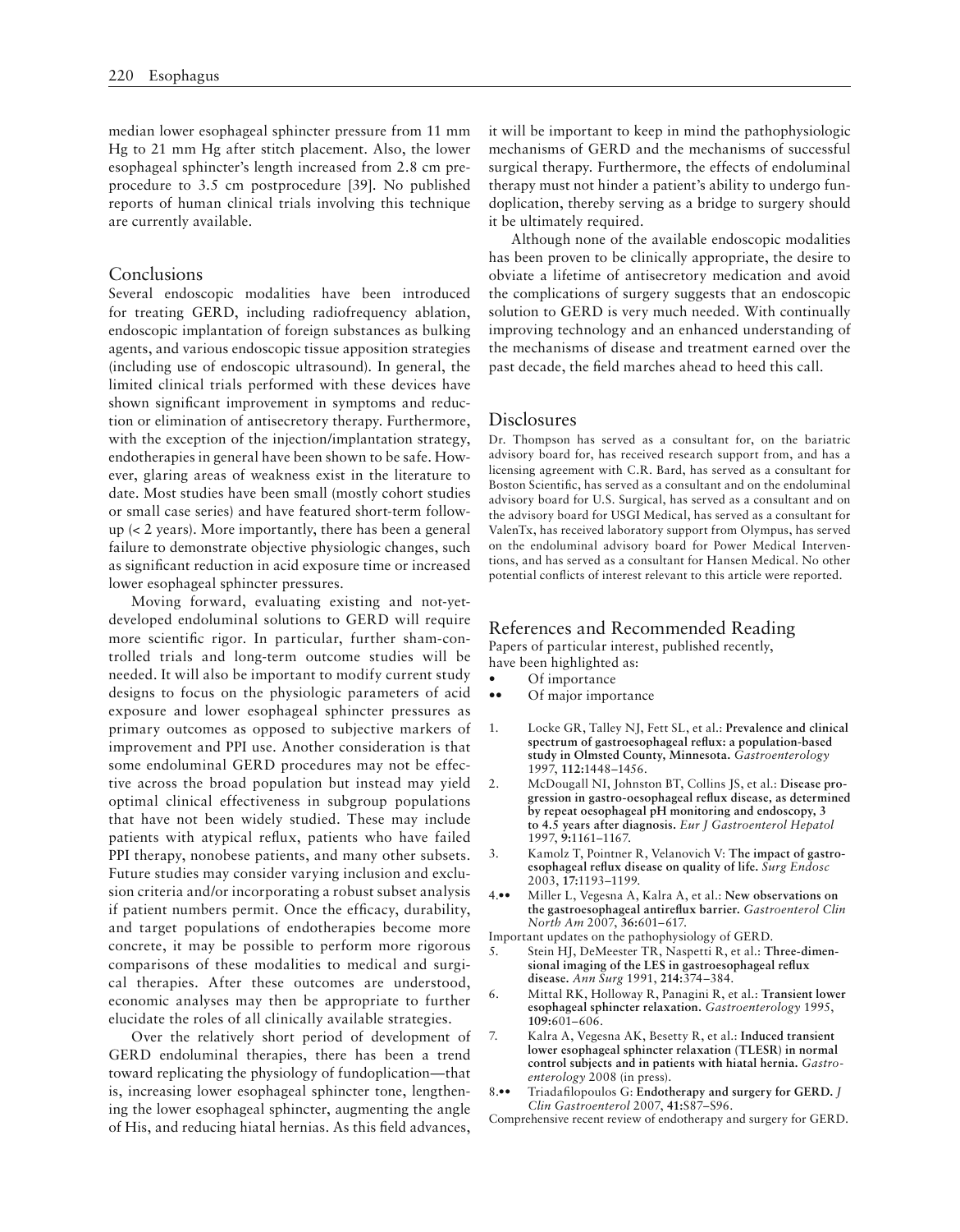median lower esophageal sphincter pressure from 11 mm Hg to 21 mm Hg after stitch placement. Also, the lower esophageal sphincter's length increased from 2.8 cm preprocedure to 3.5 cm postprocedure [39]. No published reports of human clinical trials involving this technique are currently available.

## Conclusions

Several endoscopic modalities have been introduced for treating GERD, including radiofrequency ablation, endoscopic implantation of foreign substances as bulking agents, and various endoscopic tissue apposition strategies (including use of endoscopic ultrasound). In general, the limited clinical trials performed with these devices have shown significant improvement in symptoms and reduction or elimination of antisecretory therapy. Furthermore, with the exception of the injection/implantation strategy, endotherapies in general have been shown to be safe. However, glaring areas of weakness exist in the literature to date. Most studies have been small (mostly cohort studies or small case series) and have featured short-term follow-up (< 2 years). More importantly, there has been a general failure to demonstrate objective physiologic changes, such as significant reduction in acid exposure time or increased lower esophageal sphincter pressures.

Moving forward, evaluating existing and not-yet-developed endoluminal solutions to GERD will require more scientific rigor. In particular, further sham-controlled trials and long-term outcome studies will be needed. It will also be important to modify current study designs to focus on the physiologic parameters of acid exposure and lower esophageal sphincter pressures as primary outcomes as opposed to subjective markers of improvement and PPI use. Another consideration is that some endoluminal GERD procedures may not be effective across the broad population but instead may yield optimal clinical effectiveness in subgroup populations that have not been widely studied. These may include patients with atypical reflux, patients who have failed PPI therapy, nonobese patients, and many other subsets. Future studies may consider varying inclusion and exclusion criteria and/or incorporating a robust subset analysis if patient numbers permit. Once the efficacy, durability, and target populations of endotherapies become more concrete, it may be possible to perform more rigorous comparisons of these modalities to medical and surgical therapies. After these outcomes are understood, economic analyses may then be appropriate to further elucidate the roles of all clinically available strategies.

Over the relatively short period of development of GERD endoluminal therapies, there has been a trend toward replicating the physiology of fundoplication—that is, increasing lower esophageal sphincter tone, lengthening the lower esophageal sphincter, augmenting the angle of His, and reducing hiatal hernias. As this field advances, it will be important to keep in mind the pathophysiologic mechanisms of GERD and the mechanisms of successful surgical therapy. Furthermore, the effects of endoluminal therapy must not hinder a patient's ability to undergo fundoplication, thereby serving as a bridge to surgery should it be ultimately required.

Although none of the available endoscopic modalities has been proven to be clinically appropriate, the desire to obviate a lifetime of antisecretory medication and avoid the complications of surgery suggests that an endoscopic solution to GERD is very much needed. With continually improving technology and an enhanced understanding of the mechanisms of disease and treatment earned over the past decade, the field marches ahead to heed this call.

## Disclosures

Dr. Thompson has served as a consultant for, on the bariatric advisory board for, has received research support from, and has a licensing agreement with C.R. Bard, has served as a consultant for Boston Scientific, has served as a consultant and on the endoluminal advisory board for U.S. Surgical, has served as a consultant and on the advisory board for USGI Medical, has served as a consultant for ValenTx, has received laboratory support from Olympus, has served on the endoluminal advisory board for Power Medical Interventions, and has served as a consultant for Hansen Medical. No other potential conflicts of interest relevant to this article were reported.

## References and Recommended Reading

Papers of particular interest, published recently, have been highlighted as:

- • Of importance
- •• Of major importance

1. Locke GR, Talley NJ, Fett SL, et al.: **Prevalence and clinical spectrum of gastroesophageal reflux: a population-based study in Olmsted County, Minnesota.** *Gastroenterology* 1997, **112**:1448–1456.
2. McDougall NI, Johnston BT, Collins JS, et al.: **Disease progression in gastro-oesophageal reflux disease, as determined by repeat oesophageal pH monitoring and endoscopy, 3 to 4.5 years after diagnosis.** *Eur J Gastroenterol Hepatol* 1997, **9**:1161–1167.
3. Kamolz T, Pointner R, Velanovich V: **The impact of gastroesophageal reflux disease on quality of life.** *Surg Endosc* 2003, **17**:1193–1199.
4. •• Miller L, Vegesna A, Kalra A, et al.: **New observations on the gastroesophageal antireflux barrier.** *Gastroenterol Clin North Am* 2007, **36**:601–617.
   Important updates on the pathophysiology of GERD.
5. Stein HJ, DeMeester TR, Naspetti R, et al.: **Three-dimensional imaging of the LES in gastroesophageal reflux disease.** *Ann Surg* 1991, **214**:374–384.
6. Mittal RK, Holloway R, Panagini R, et al.: **Transient lower esophageal sphincter relaxation.** *Gastroenterology* 1995, **109**:601–606.
7. Kalra A, Vegesna AK, Besetty R, et al.: **Induced transient lower esophageal sphincter relaxation (TLESR) in normal control subjects and in patients with hiatal hernia.** *Gastroenterology* 2008 (in press).
8. •• Triadafilopoulos G: **Endotherapy and surgery for GERD.** *J Clin Gastroenterol* 2007, **41**:S87–S96.
   Comprehensive recent review of endotherapy and surgery for GERD.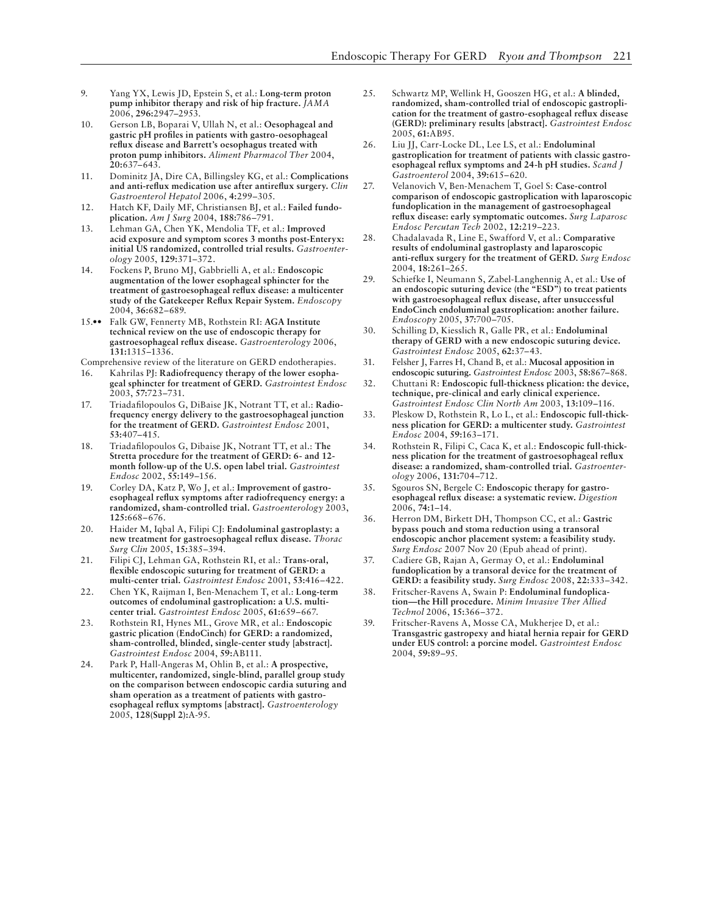9. Yang YX, Lewis JD, Epstein S, et al.: **Long-term proton pump inhibitor therapy and risk of hip fracture.** *JAMA* 2006, **296:**2947–2953.
10. Gerson LB, Boparai V, Ullah N, et al.: **Oesophageal and gastric pH profiles in patients with gastro-oesophageal reflux disease and Barrett's oesophagus treated with proton pump inhibitors.** *Aliment Pharmacol Ther* 2004, **20:**637–643.
11. Dominitz JA, Dire CA, Billingsley KG, et al.: **Complications and anti-reflux medication use after antireflux surgery.** *Clin Gastroenterol Hepatol* 2006, **4:**299–305.
12. Hatch KF, Daily MF, Christiansen BJ, et al.: **Failed fundoplication.** *Am J Surg* 2004, **188:**786–791.
13. Lehman GA, Chen YK, Mendolia TF, et al.: **Improved acid exposure and symptom scores 3 months post-Enteryx: initial US randomized, controlled trial results.** *Gastroenterology* 2005, **129:**371–372.
14. Fockens P, Bruno MJ, Gabbrielli A, et al.: **Endoscopic augmentation of the lower esophageal sphincter for the treatment of gastroesophageal reflux disease: a multicenter study of the Gatekeeper Reflux Repair System.** *Endoscopy* 2004, **36:**682–689.
15.•• Falk GW, Fennerty MB, Rothstein RI: **AGA Institute technical review on the use of endoscopic therapy for gastroesophageal reflux disease.** *Gastroenterology* 2006, **131:**1315–1336.

Comprehensive review of the literature on GERD endotherapies.

16. Kahrilas PJ: **Radiofrequency therapy of the lower esophageal sphincter for treatment of GERD.** *Gastrointest Endosc* 2003, **57:**723–731.
17. Triadafilopoulos G, DiBaise JK, Notrant TT, et al.: **Radiofrequency energy delivery to the gastroesophageal junction for the treatment of GERD.** *Gastrointest Endosc* 2001, **53:**407–415.
18. Triadafilopoulos G, Dibaise JK, Notrant TT, et al.: **The Stretta procedure for the treatment of GERD: 6- and 12-month follow-up of the U.S. open label trial.** *Gastrointest Endosc* 2002, **55:**149–156.
19. Corley DA, Katz P, Wo J, et al.: **Improvement of gastroesophageal reflux symptoms after radiofrequency energy: a randomized, sham-controlled trial.** *Gastroenterology* 2003, **125:**668–676.
20. Haider M, Iqbal A, Filipi CJ: **Endoluminal gastroplasty: a new treatment for gastroesophageal reflux disease.** *Thorac Surg Clin* 2005, **15:**385–394.
21. Filipi CJ, Lehman GA, Rothstein RI, et al.: **Trans-oral, flexible endoscopic suturing for treatment of GERD: a multi-center trial.** *Gastrointest Endosc* 2001, **53:**416–422.
22. Chen YK, Raijman I, Ben-Menachem T, et al.: **Long-term outcomes of endoluminal gastroplication: a U.S. multicenter trial.** *Gastrointest Endosc* 2005, **61:**659–667.
23. Rothstein RI, Hynes ML, Grove MR, et al.: **Endoscopic gastric plication (EndoCinch) for GERD: a randomized, sham-controlled, blinded, single-center study [abstract].** *Gastrointest Endosc* 2004, **59:**AB111.
24. Park P, Hall-Angeras M, Ohlin B, et al.: **A prospective, multicenter, randomized, single-blind, parallel group study on the comparison between endoscopic cardia suturing and sham operation as a treatment of patients with gastroesophageal reflux symptoms [abstract].** *Gastroenterology* 2005, **128(Suppl 2):**A-95.
25. Schwartz MP, Wellink H, Gooszen HG, et al.: **A blinded, randomized, sham-controlled trial of endoscopic gastroplication for the treatment of gastro-esophageal reflux disease (GERD): preliminary results [abstract].** *Gastrointest Endosc* 2005, **61:**AB95.
26. Liu JJ, Carr-Locke DL, Lee LS, et al.: **Endoluminal gastroplication for treatment of patients with classic gastroesophageal reflux symptoms and 24-h pH studies.** *Scand J Gastroenterol* 2004, **39:**615–620.
27. Velanovich V, Ben-Menachem T, Goel S: **Case-control comparison of endoscopic gastroplication with laparoscopic fundoplication in the management of gastroesophageal reflux disease: early symptomatic outcomes.** *Surg Laparosc Endosc Percutan Tech* 2002, **12:**219–223.
28. Chadalavada R, Line E, Swafford V, et al.: **Comparative results of endoluminal gastroplasty and laparoscopic anti-reflux surgery for the treatment of GERD.** *Surg Endosc* 2004, **18:**261–265.
29. Schiefke I, Neumann S, Zabel-Langhennig A, et al.: **Use of an endoscopic suturing device (the "ESD") to treat patients with gastroesophageal reflux disease, after unsuccessful EndoCinch endoluminal gastroplication: another failure.** *Endoscopy* 2005, **37:**700–705.
30. Schilling D, Kiesslich R, Galle PR, et al.: **Endoluminal therapy of GERD with a new endoscopic suturing device.** *Gastrointest Endosc* 2005, **62:**37–43.
31. Felsher J, Farres H, Chand B, et al.: **Mucosal apposition in endoscopic suturing.** *Gastrointest Endosc* 2003, **58:**867–868.
32. Chuttani R: **Endoscopic full-thickness plication: the device, technique, pre-clinical and early clinical experience.** *Gastrointest Endosc Clin North Am* 2003, **13:**109–116.
33. Pleskow D, Rothstein R, Lo L, et al.: **Endoscopic full-thickness plication for GERD: a multicenter study.** *Gastrointest Endosc* 2004, **59:**163–171.
34. Rothstein R, Filipi C, Caca K, et al.: **Endoscopic full-thickness plication for the treatment of gastroesophageal reflux disease: a randomized, sham-controlled trial.** *Gastroenterology* 2006, **131:**704–712.
35. Sgouros SN, Bergele C: **Endoscopic therapy for gastroesophageal reflux disease: a systematic review.** *Digestion* 2006, **74:**1–14.
36. Herron DM, Birkett DH, Thompson CC, et al.: **Gastric bypass pouch and stoma reduction using a transoral endoscopic anchor placement system: a feasibility study.** *Surg Endosc* 2007 Nov 20 (Epub ahead of print).
37. Cadiere GB, Rajan A, Germay O, et al.: **Endoluminal fundoplication by a transoral device for the treatment of GERD: a feasibility study.** *Surg Endosc* 2008, **22:**333–342.
38. Fritscher-Ravens A, Swain P: **Endoluminal fundoplication—the Hill procedure.** *Minim Invasive Ther Allied Technol* 2006, **15:**366–372.
39. Fritscher-Ravens A, Mosse CA, Mukherjee D, et al.: **Transgastric gastropexy and hiatal hernia repair for GERD under EUS control: a porcine model.** *Gastrointest Endosc* 2004, **59:**89–95.